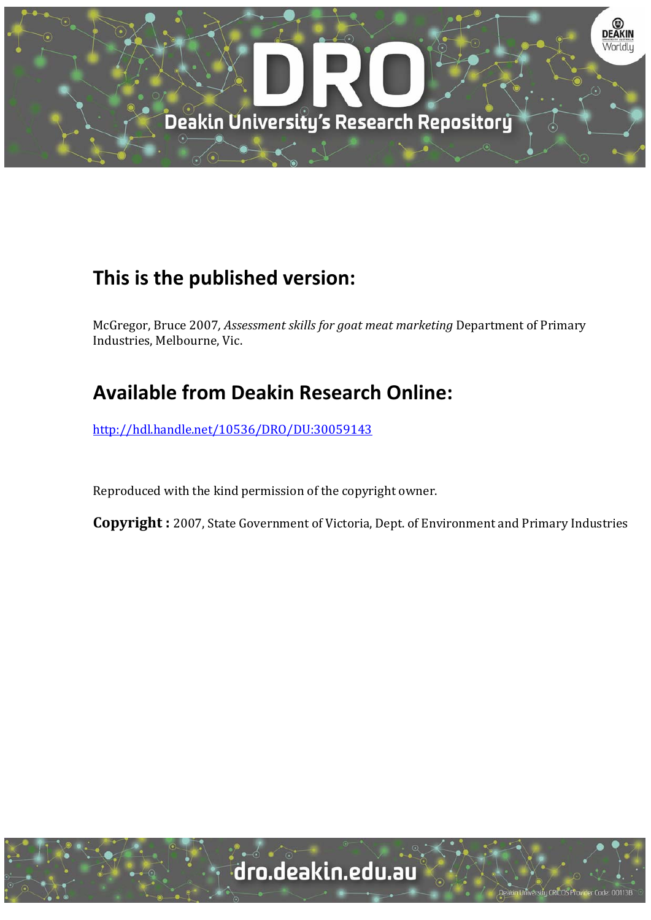# This is the published version:

McGregor, Bruce 2007*, Assessment skills for goat meat marketing* Department of Primary Industries, Melbourne, Vic.

# Available from Deakin Research Online:

http://hdl.handle.net/10536/DRO/DU:30059143

Reproduced with the kind permission of the copyright owner.

**Copyright :** 2007, State Government of Victoria, Dept. of Environment and Primary Industries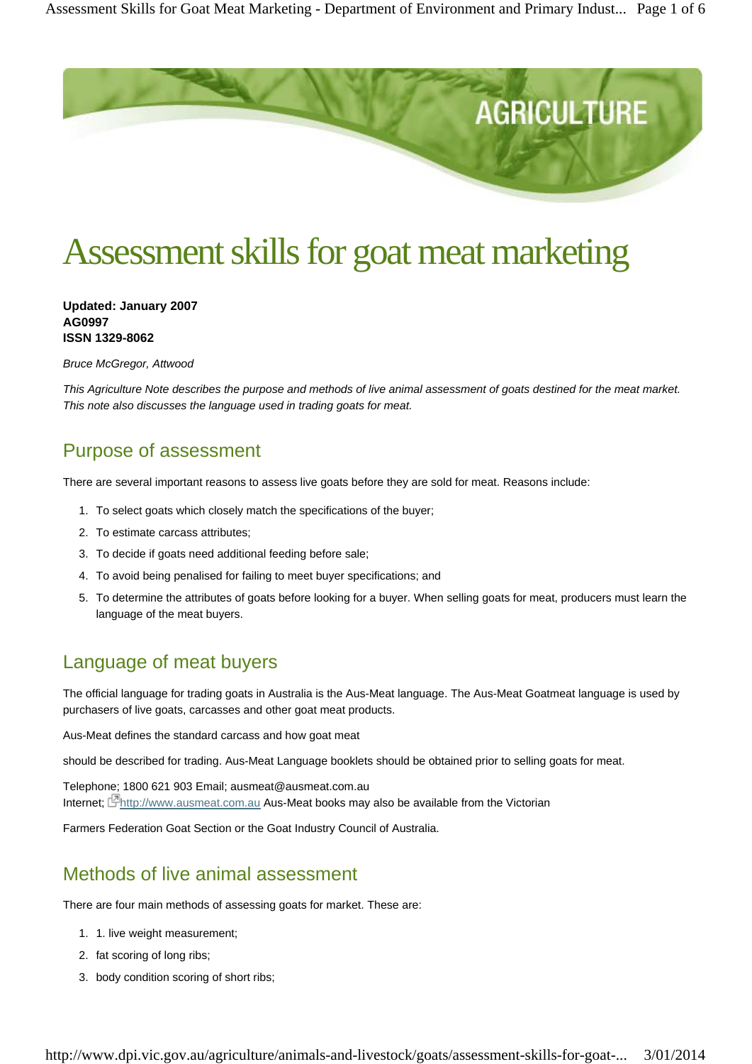# Assessment skills for goat meat marketing

**Updated: January 2007**
**AG0997**
**ISSN 1329-8062**

*Bruce McGregor, Attwood*

*This Agriculture Note describes the purpose and methods of live animal assessment of goats destined for the meat market. This note also discusses the language used in trading goats for meat.*

## Purpose of assessment

There are several important reasons to assess live goats before they are sold for meat. Reasons include:

1. To select goats which closely match the specifications of the buyer;
2. To estimate carcass attributes;
3. To decide if goats need additional feeding before sale;
4. To avoid being penalised for failing to meet buyer specifications; and
5. To determine the attributes of goats before looking for a buyer. When selling goats for meat, producers must learn the language of the meat buyers.

## Language of meat buyers

The official language for trading goats in Australia is the Aus-Meat language. The Aus-Meat Goatmeat language is used by purchasers of live goats, carcasses and other goat meat products.

Aus-Meat defines the standard carcass and how goat meat

should be described for trading. Aus-Meat Language booklets should be obtained prior to selling goats for meat.

Telephone; 1800 621 903 Email; ausmeat@ausmeat.com.au
Internet; http://www.ausmeat.com.au Aus-Meat books may also be available from the Victorian

Farmers Federation Goat Section or the Goat Industry Council of Australia.

## Methods of live animal assessment

There are four main methods of assessing goats for market. These are:

1. 1. live weight measurement;
2. fat scoring of long ribs;
3. body condition scoring of short ribs;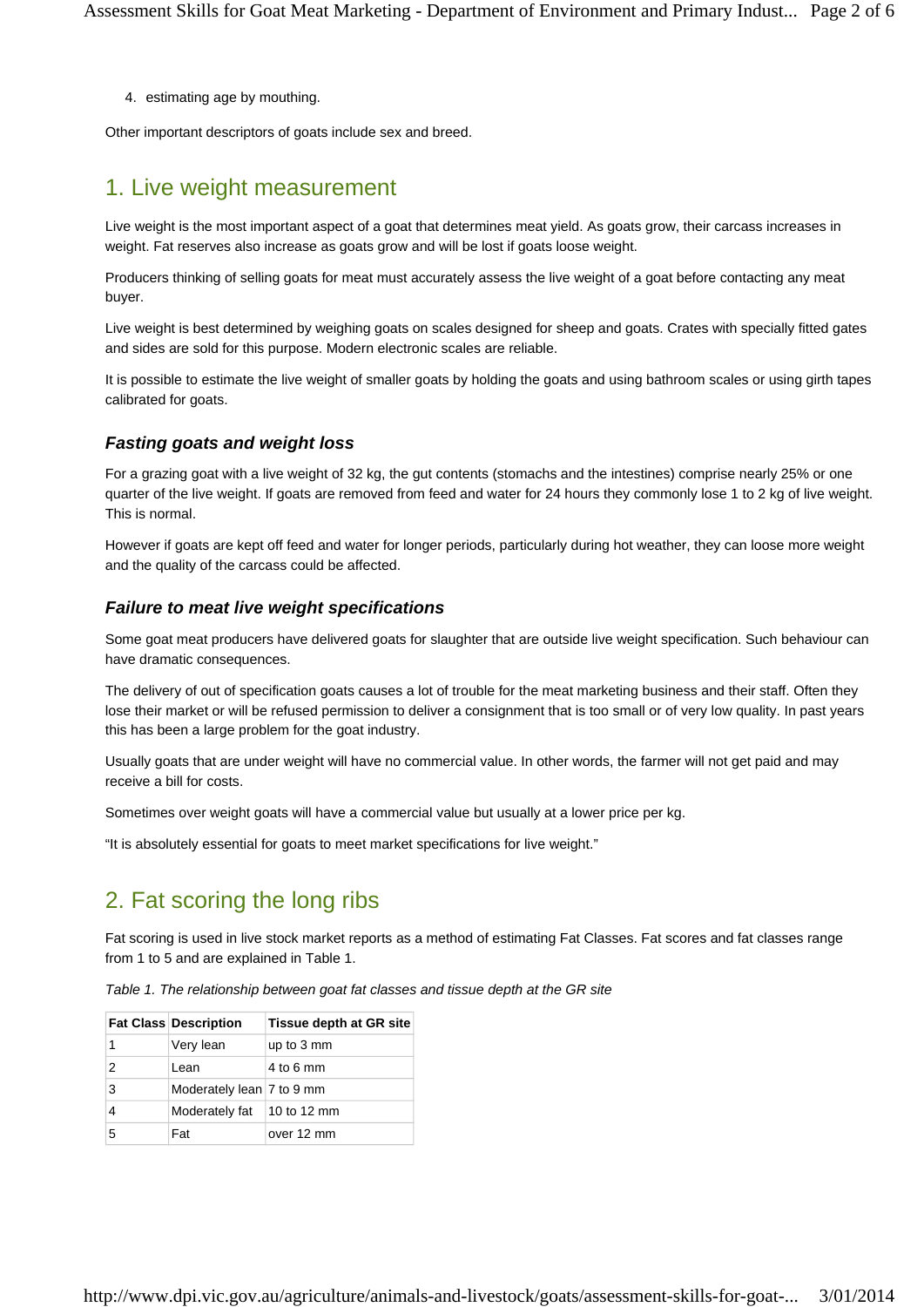4. estimating age by mouthing.

Other important descriptors of goats include sex and breed.

## 1. Live weight measurement

Live weight is the most important aspect of a goat that determines meat yield. As goats grow, their carcass increases in weight. Fat reserves also increase as goats grow and will be lost if goats loose weight.

Producers thinking of selling goats for meat must accurately assess the live weight of a goat before contacting any meat buyer.

Live weight is best determined by weighing goats on scales designed for sheep and goats. Crates with specially fitted gates and sides are sold for this purpose. Modern electronic scales are reliable.

It is possible to estimate the live weight of smaller goats by holding the goats and using bathroom scales or using girth tapes calibrated for goats.

### *Fasting goats and weight loss*

For a grazing goat with a live weight of 32 kg, the gut contents (stomachs and the intestines) comprise nearly 25% or one quarter of the live weight. If goats are removed from feed and water for 24 hours they commonly lose 1 to 2 kg of live weight. This is normal.

However if goats are kept off feed and water for longer periods, particularly during hot weather, they can loose more weight and the quality of the carcass could be affected.

### *Failure to meat live weight specifications*

Some goat meat producers have delivered goats for slaughter that are outside live weight specification. Such behaviour can have dramatic consequences.

The delivery of out of specification goats causes a lot of trouble for the meat marketing business and their staff. Often they lose their market or will be refused permission to deliver a consignment that is too small or of very low quality. In past years this has been a large problem for the goat industry.

Usually goats that are under weight will have no commercial value. In other words, the farmer will not get paid and may receive a bill for costs.

Sometimes over weight goats will have a commercial value but usually at a lower price per kg.

"It is absolutely essential for goats to meet market specifications for live weight."

## 2. Fat scoring the long ribs

Fat scoring is used in live stock market reports as a method of estimating Fat Classes. Fat scores and fat classes range from 1 to 5 and are explained in Table 1.

*Table 1. The relationship between goat fat classes and tissue depth at the GR site*

| Fat Class | Description | Tissue depth at GR site |
|---|---|---|
| 1 | Very lean | up to 3 mm |
| 2 | Lean | 4 to 6 mm |
| 3 | Moderately lean | 7 to 9 mm |
| 4 | Moderately fat | 10 to 12 mm |
| 5 | Fat | over 12 mm |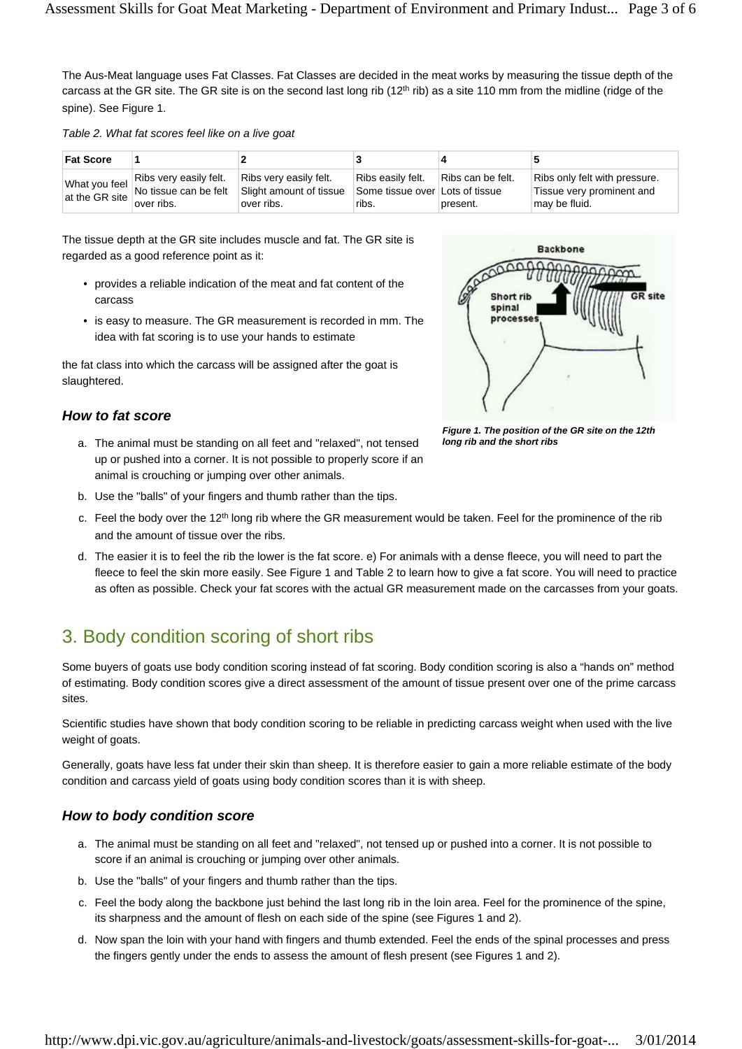The Aus-Meat language uses Fat Classes. Fat Classes are decided in the meat works by measuring the tissue depth of the carcass at the GR site. The GR site is on the second last long rib (12th rib) as a site 110 mm from the midline (ridge of the spine). See Figure 1.

*Table 2. What fat scores feel like on a live goat*

| Fat Score | 1 | 2 | 3 | 4 | 5 |
|---|---|---|---|---|---|
| What you feel at the GR site | Ribs very easily felt. No tissue can be felt over ribs. | Ribs very easily felt. Slight amount of tissue over ribs. | Ribs easily felt. Some tissue over ribs. | Ribs can be felt. Lots of tissue present. | Ribs only felt with pressure. Tissue very prominent and may be fluid. |

The tissue depth at the GR site includes muscle and fat. The GR site is regarded as a good reference point as it:

- provides a reliable indication of the meat and fat content of the carcass
- is easy to measure. The GR measurement is recorded in mm. The idea with fat scoring is to use your hands to estimate

the fat class into which the carcass will be assigned after the goat is slaughtered.

***Figure 1. The position of the GR site on the 12th long rib and the short ribs***

### *How to fat score*

a. The animal must be standing on all feet and "relaxed", not tensed up or pushed into a corner. It is not possible to properly score if an animal is crouching or jumping over other animals.
b. Use the "balls" of your fingers and thumb rather than the tips.
c. Feel the body over the 12th long rib where the GR measurement would be taken. Feel for the prominence of the rib and the amount of tissue over the ribs.
d. The easier it is to feel the rib the lower is the fat score. e) For animals with a dense fleece, you will need to part the fleece to feel the skin more easily. See Figure 1 and Table 2 to learn how to give a fat score. You will need to practice as often as possible. Check your fat scores with the actual GR measurement made on the carcasses from your goats.

## 3. Body condition scoring of short ribs

Some buyers of goats use body condition scoring instead of fat scoring. Body condition scoring is also a "hands on" method of estimating. Body condition scores give a direct assessment of the amount of tissue present over one of the prime carcass sites.

Scientific studies have shown that body condition scoring to be reliable in predicting carcass weight when used with the live weight of goats.

Generally, goats have less fat under their skin than sheep. It is therefore easier to gain a more reliable estimate of the body condition and carcass yield of goats using body condition scores than it is with sheep.

### *How to body condition score*

a. The animal must be standing on all feet and "relaxed", not tensed up or pushed into a corner. It is not possible to score if an animal is crouching or jumping over other animals.
b. Use the "balls" of your fingers and thumb rather than the tips.
c. Feel the body along the backbone just behind the last long rib in the loin area. Feel for the prominence of the spine, its sharpness and the amount of flesh on each side of the spine (see Figures 1 and 2).
d. Now span the loin with your hand with fingers and thumb extended. Feel the ends of the spinal processes and press the fingers gently under the ends to assess the amount of flesh present (see Figures 1 and 2).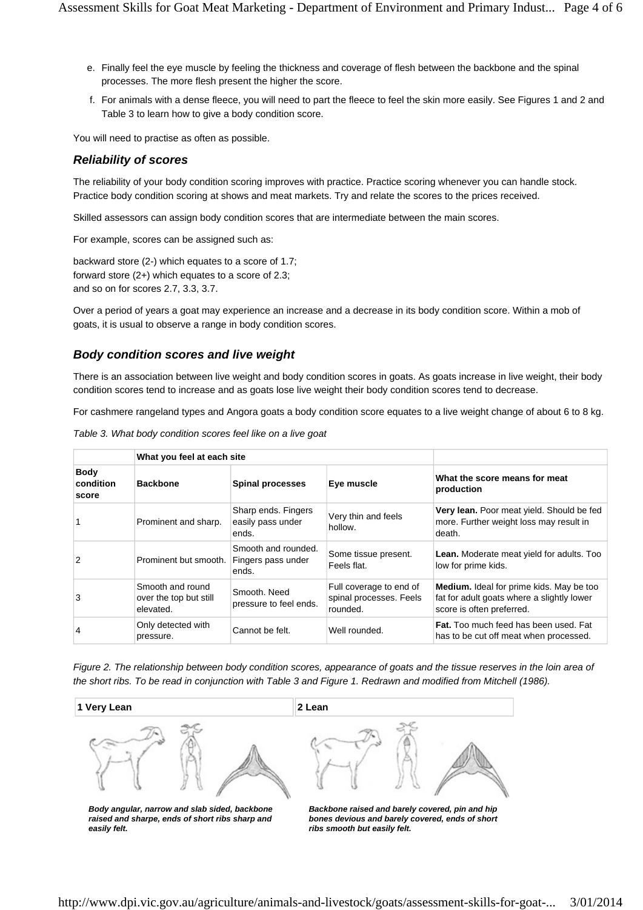e. Finally feel the eye muscle by feeling the thickness and coverage of flesh between the backbone and the spinal processes. The more flesh present the higher the score.
f. For animals with a dense fleece, you will need to part the fleece to feel the skin more easily. See Figures 1 and 2 and Table 3 to learn how to give a body condition score.

You will need to practise as often as possible.

### *Reliability of scores*

The reliability of your body condition scoring improves with practice. Practice scoring whenever you can handle stock. Practice body condition scoring at shows and meat markets. Try and relate the scores to the prices received.

Skilled assessors can assign body condition scores that are intermediate between the main scores.

For example, scores can be assigned such as:

backward store (2-) which equates to a score of 1.7;
forward store (2+) which equates to a score of 2.3;
and so on for scores 2.7, 3.3, 3.7.

Over a period of years a goat may experience an increase and a decrease in its body condition score. Within a mob of goats, it is usual to observe a range in body condition scores.

### *Body condition scores and live weight*

There is an association between live weight and body condition scores in goats. As goats increase in live weight, their body condition scores tend to increase and as goats lose live weight their body condition scores tend to decrease.

For cashmere rangeland types and Angora goats a body condition score equates to a live weight change of about 6 to 8 kg.

*Table 3. What body condition scores feel like on a live goat*

| | **What you feel at each site** | | | |
|---|---|---|---|---|
| **Body condition score** | **Backbone** | **Spinal processes** | **Eye muscle** | **What the score means for meat production** |
| 1 | Prominent and sharp. | Sharp ends. Fingers easily pass under ends. | Very thin and feels hollow. | **Very lean.** Poor meat yield. Should be fed more. Further weight loss may result in death. |
| 2 | Prominent but smooth. | Smooth and rounded. Fingers pass under ends. | Some tissue present. Feels flat. | **Lean.** Moderate meat yield for adults. Too low for prime kids. |
| 3 | Smooth and round over the top but still elevated. | Smooth. Need pressure to feel ends. | Full coverage to end of spinal processes. Feels rounded. | **Medium.** Ideal for prime kids. May be too fat for adult goats where a slightly lower score is often preferred. |
| 4 | Only detected with pressure. | Cannot be felt. | Well rounded. | **Fat.** Too much feed has been used. Fat has to be cut off meat when processed. |

*Figure 2. The relationship between body condition scores, appearance of goats and the tissue reserves in the loin area of the short ribs. To be read in conjunction with Table 3 and Figure 1. Redrawn and modified from Mitchell (1986).*

| 1 Very Lean | 2 Lean |
|---|---|
| ***Body angular, narrow and slab sided, backbone raised and sharpe, ends of short ribs sharp and easily felt.*** | ***Backbone raised and barely covered, pin and hip bones devious and barely covered, ends of short ribs smooth but easily felt.*** |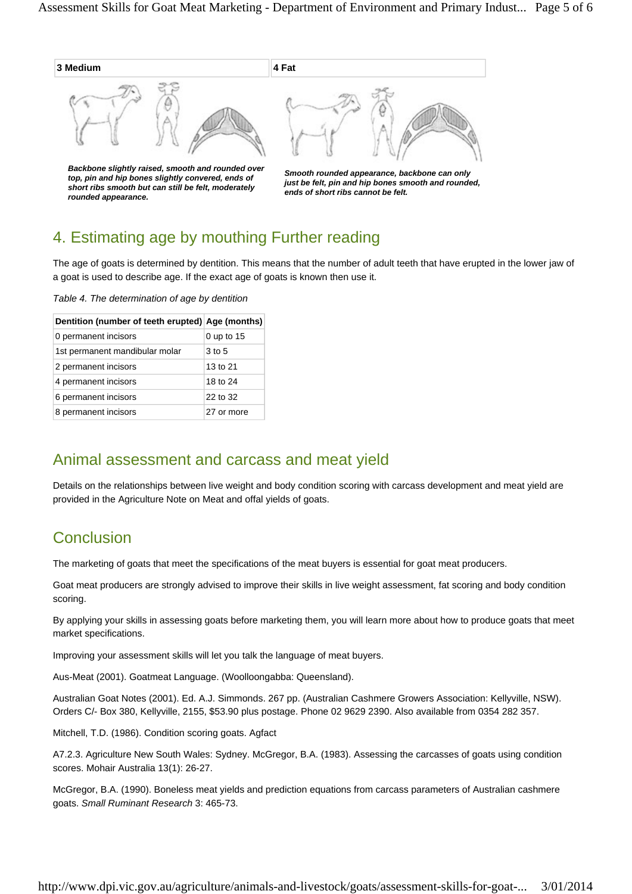| 3 Medium | 4 Fat |
| --- | --- |
| *Backbone slightly raised, smooth and rounded over top, pin and hip bones slightly convered, ends of short ribs smooth but can still be felt, moderately rounded appearance.* | *Smooth rounded appearance, backbone can only just be felt, pin and hip bones smooth and rounded, ends of short ribs cannot be felt.* |

## 4. Estimating age by mouthing Further reading

The age of goats is determined by dentition. This means that the number of adult teeth that have erupted in the lower jaw of a goat is used to describe age. If the exact age of goats is known then use it.

*Table 4. The determination of age by dentition*

| Dentition (number of teeth erupted) | Age (months) |
| --- | --- |
| 0 permanent incisors | 0 up to 15 |
| 1st permanent mandibular molar | 3 to 5 |
| 2 permanent incisors | 13 to 21 |
| 4 permanent incisors | 18 to 24 |
| 6 permanent incisors | 22 to 32 |
| 8 permanent incisors | 27 or more |

## Animal assessment and carcass and meat yield

Details on the relationships between live weight and body condition scoring with carcass development and meat yield are provided in the Agriculture Note on Meat and offal yields of goats.

## Conclusion

The marketing of goats that meet the specifications of the meat buyers is essential for goat meat producers.

Goat meat producers are strongly advised to improve their skills in live weight assessment, fat scoring and body condition scoring.

By applying your skills in assessing goats before marketing them, you will learn more about how to produce goats that meet market specifications.

Improving your assessment skills will let you talk the language of meat buyers.

Aus-Meat (2001). Goatmeat Language. (Woolloongabba: Queensland).

Australian Goat Notes (2001). Ed. A.J. Simmonds. 267 pp. (Australian Cashmere Growers Association: Kellyville, NSW). Orders C/- Box 380, Kellyville, 2155, $53.90 plus postage. Phone 02 9629 2390. Also available from 0354 282 357.

Mitchell, T.D. (1986). Condition scoring goats. Agfact

A7.2.3. Agriculture New South Wales: Sydney. McGregor, B.A. (1983). Assessing the carcasses of goats using condition scores. Mohair Australia 13(1): 26-27.

McGregor, B.A. (1990). Boneless meat yields and prediction equations from carcass parameters of Australian cashmere goats. *Small Ruminant Research* 3: 465-73.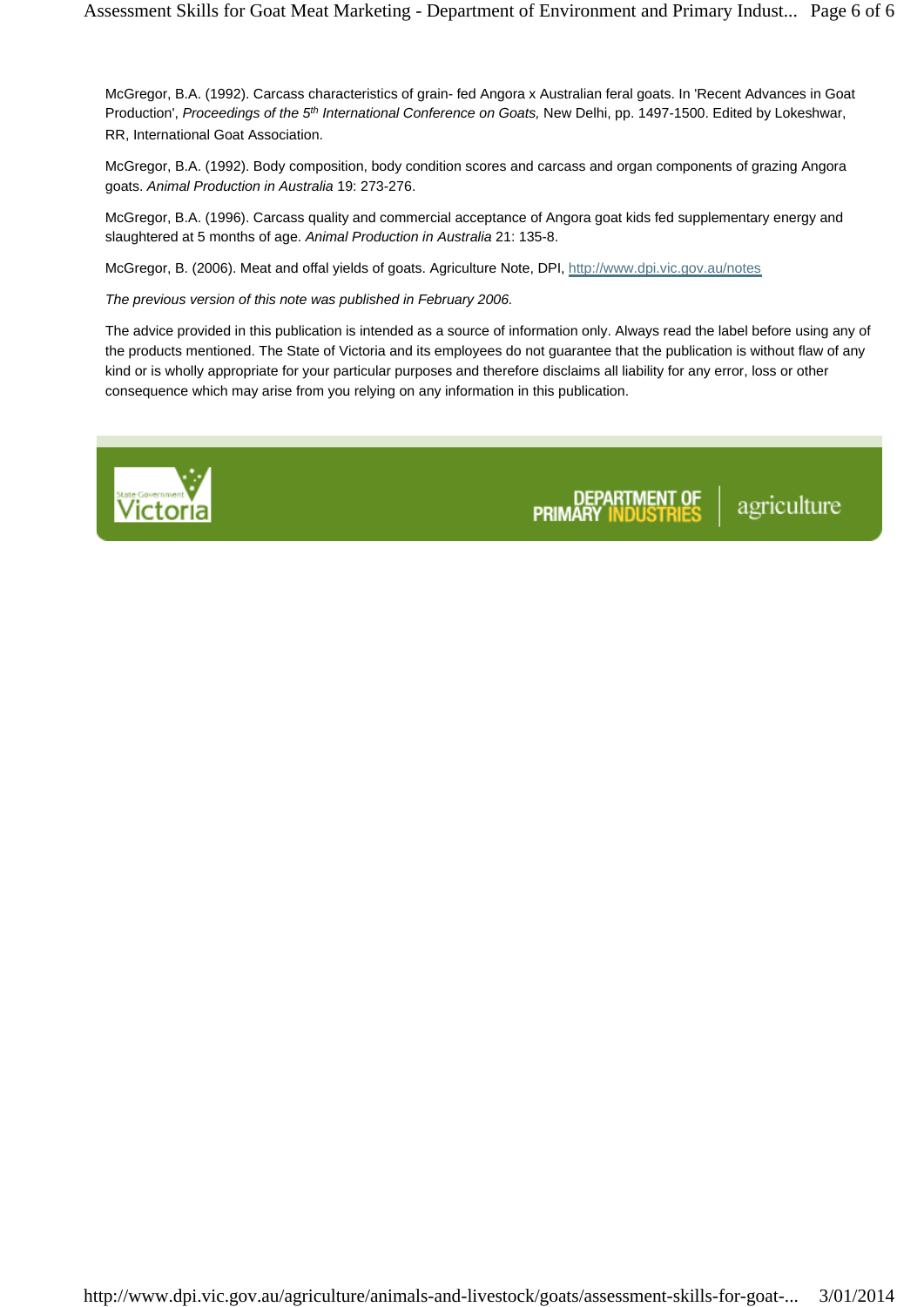McGregor, B.A. (1992). Carcass characteristics of grain- fed Angora x Australian feral goats. In 'Recent Advances in Goat Production', *Proceedings of the 5th International Conference on Goats,* New Delhi, pp. 1497-1500. Edited by Lokeshwar, RR, International Goat Association.

McGregor, B.A. (1992). Body composition, body condition scores and carcass and organ components of grazing Angora goats. *Animal Production in Australia* 19: 273-276.

McGregor, B.A. (1996). Carcass quality and commercial acceptance of Angora goat kids fed supplementary energy and slaughtered at 5 months of age. *Animal Production in Australia* 21: 135-8.

McGregor, B. (2006). Meat and offal yields of goats. Agriculture Note, DPI, http://www.dpi.vic.gov.au/notes

*The previous version of this note was published in February 2006.*

The advice provided in this publication is intended as a source of information only. Always read the label before using any of the products mentioned. The State of Victoria and its employees do not guarantee that the publication is without flaw of any kind or is wholly appropriate for your particular purposes and therefore disclaims all liability for any error, loss or other consequence which may arise from you relying on any information in this publication.

State Government Victoria

DEPARTMENT OF PRIMARY INDUSTRIES | agriculture